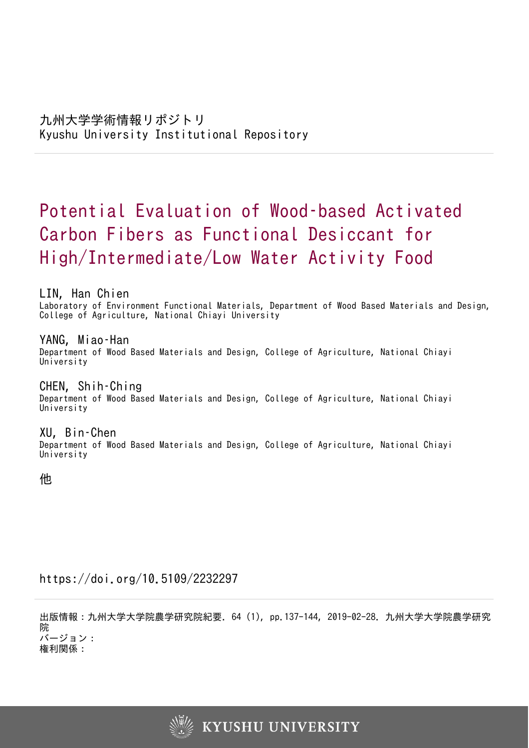九州大学学術情報リポジトリ
Kyushu University Institutional Repository

# Potential Evaluation of Wood-based Activated Carbon Fibers as Functional Desiccant for High/Intermediate/Low Water Activity Food

**LIN, Han Chien**
Laboratory of Environment Functional Materials, Department of Wood Based Materials and Design, College of Agriculture, National Chiayi University

**YANG, Miao-Han**
Department of Wood Based Materials and Design, College of Agriculture, National Chiayi University

**CHEN, Shih-Ching**
Department of Wood Based Materials and Design, College of Agriculture, National Chiayi University

**XU, Bin-Chen**
Department of Wood Based Materials and Design, College of Agriculture, National Chiayi University

他

https://doi.org/10.5109/2232297

出版情報：九州大学大学院農学研究院紀要. 64 (1), pp.137-144, 2019-02-28. 九州大学大学院農学研究院
バージョン：
権利関係：

KYUSHU UNIVERSITY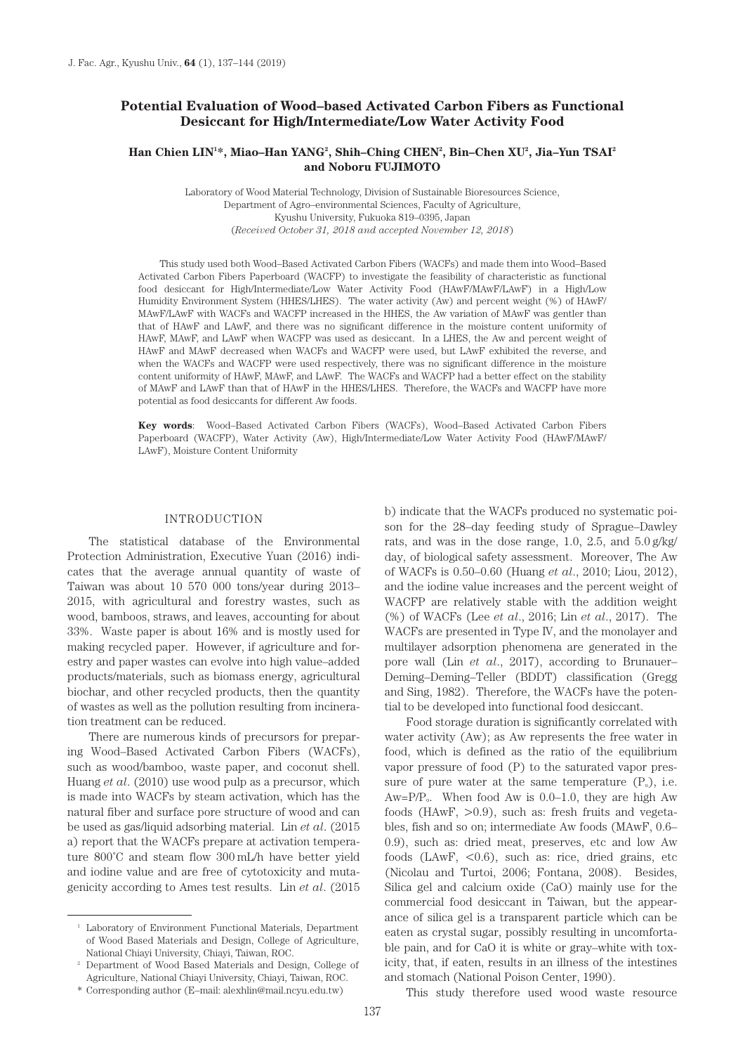# Potential Evaluation of Wood–based Activated Carbon Fibers as Functional Desiccant for High/Intermediate/Low Water Activity Food

**Han Chien LIN[1]\*, Miao–Han YANG[2], Shih–Ching CHEN[2], Bin–Chen XU[2], Jia–Yun TSAI[2] and Noboru FUJIMOTO**

Laboratory of Wood Material Technology, Division of Sustainable Bioresources Science,
Department of Agro–environmental Sciences, Faculty of Agriculture,
Kyushu University, Fukuoka 819–0395, Japan
(*Received October 31, 2018 and accepted November 12, 2018*)

This study used both Wood–Based Activated Carbon Fibers (WACFs) and made them into Wood–Based Activated Carbon Fibers Paperboard (WACFP) to investigate the feasibility of characteristic as functional food desiccant for High/Intermediate/Low Water Activity Food (HAwF/MAwF/LAwF) in a High/Low Humidity Environment System (HHES/LHES). The water activity (Aw) and percent weight (%) of HAwF/MAwF/LAwF with WACFs and WACFP increased in the HHES, the Aw variation of MAwF was gentler than that of HAwF and LAwF, and there was no significant difference in the moisture content uniformity of HAwF, MAwF, and LAwF when WACFP was used as desiccant. In a LHES, the Aw and percent weight of HAwF and MAwF decreased when WACFs and WACFP were used, but LAwF exhibited the reverse, and when the WACFs and WACFP were used respectively, there was no significant difference in the moisture content uniformity of HAwF, MAwF, and LAwF. The WACFs and WACFP had a better effect on the stability of MAwF and LAwF than that of HAwF in the HHES/LHES. Therefore, the WACFs and WACFP have more potential as food desiccants for different Aw foods.

**Key words**: Wood–Based Activated Carbon Fibers (WACFs), Wood–Based Activated Carbon Fibers Paperboard (WACFP), Water Activity (Aw), High/Intermediate/Low Water Activity Food (HAwF/MAwF/LAwF), Moisture Content Uniformity

## INTRODUCTION

The statistical database of the Environmental Protection Administration, Executive Yuan (2016) indicates that the average annual quantity of waste of Taiwan was about 10 570 000 tons/year during 2013–2015, with agricultural and forestry wastes, such as wood, bamboos, straws, and leaves, accounting for about 33%. Waste paper is about 16% and is mostly used for making recycled paper. However, if agriculture and forestry and paper wastes can evolve into high value–added products/materials, such as biomass energy, agricultural biochar, and other recycled products, then the quantity of wastes as well as the pollution resulting from incineration treatment can be reduced.

There are numerous kinds of precursors for preparing Wood–Based Activated Carbon Fibers (WACFs), such as wood/bamboo, waste paper, and coconut shell. Huang *et al*. (2010) use wood pulp as a precursor, which is made into WACFs by steam activation, which has the natural fiber and surface pore structure of wood and can be used as gas/liquid adsorbing material. Lin *et al*. (2015 a) report that the WACFs prepare at activation temperature 800°C and steam flow 300 mL/h have better yield and iodine value and are free of cytotoxicity and mutagenicity according to Ames test results. Lin *et al*. (2015 b) indicate that the WACFs produced no systematic poison for the 28–day feeding study of Sprague–Dawley rats, and was in the dose range, 1.0, 2.5, and 5.0 g/kg/day, of biological safety assessment. Moreover, The Aw of WACFs is 0.50–0.60 (Huang *et al*., 2010; Liou, 2012), and the iodine value increases and the percent weight of WACFP are relatively stable with the addition weight (%) of WACFs (Lee *et al*., 2016; Lin *et al*., 2017). The WACFs are presented in Type IV, and the monolayer and multilayer adsorption phenomena are generated in the pore wall (Lin *et al*., 2017), according to Brunauer–Deming–Deming–Teller (BDDT) classification (Gregg and Sing, 1982). Therefore, the WACFs have the potential to be developed into functional food desiccant.

Food storage duration is significantly correlated with water activity (Aw); as Aw represents the free water in food, which is defined as the ratio of the equilibrium vapor pressure of food (P) to the saturated vapor pressure of pure water at the same temperature ($P_o$), i.e. $Aw = P/P_o$. When food Aw is 0.0–1.0, they are high Aw foods (HAwF, >0.9), such as: fresh fruits and vegetables, fish and so on; intermediate Aw foods (MAwF, 0.6–0.9), such as: dried meat, preserves, etc and low Aw foods (LAwF, <0.6), such as: rice, dried grains, etc (Nicolau and Turtoi, 2006; Fontana, 2008). Besides, Silica gel and calcium oxide (CaO) mainly use for the commercial food desiccant in Taiwan, but the appearance of silica gel is a transparent particle which can be eaten as crystal sugar, possibly resulting in uncomfortable pain, and for CaO it is white or gray–white with toxicity, that, if eaten, results in an illness of the intestines and stomach (National Poison Center, 1990).

This study therefore used wood waste resource

---

[1] Laboratory of Environment Functional Materials, Department of Wood Based Materials and Design, College of Agriculture, National Chiayi University, Chiayi, Taiwan, ROC.

[2] Department of Wood Based Materials and Design, College of Agriculture, National Chiayi University, Chiayi, Taiwan, ROC.

\* Corresponding author (E–mail: alexhlin@mail.ncyu.edu.tw)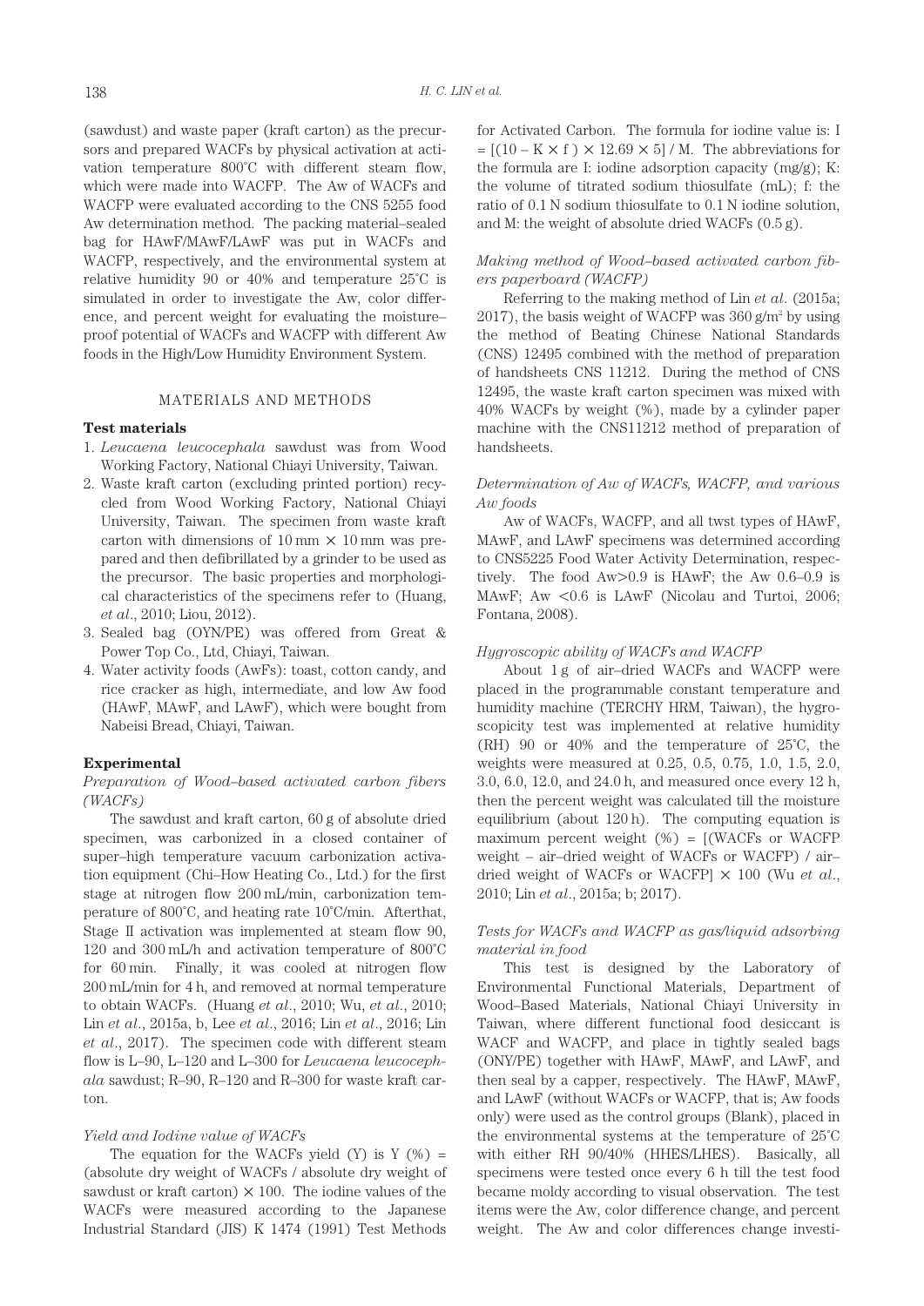(sawdust) and waste paper (kraft carton) as the precursors and prepared WACFs by physical activation at activation temperature 800°C with different steam flow, which were made into WACFP. The Aw of WACFs and WACFP were evaluated according to the CNS 5255 food Aw determination method. The packing material–sealed bag for HAwF/MAwF/LAwF was put in WACFs and WACFP, respectively, and the environmental system at relative humidity 90 or 40% and temperature 25°C is simulated in order to investigate the Aw, color difference, and percent weight for evaluating the moisture–proof potential of WACFs and WACFP with different Aw foods in the High/Low Humidity Environment System.

## MATERIALS AND METHODS

### Test materials

1. *Leucaena leucocephala* sawdust was from Wood Working Factory, National Chiayi University, Taiwan.
2. Waste kraft carton (excluding printed portion) recycled from Wood Working Factory, National Chiayi University, Taiwan. The specimen from waste kraft carton with dimensions of 10 mm × 10 mm was prepared and then defibrillated by a grinder to be used as the precursor. The basic properties and morphological characteristics of the specimens refer to (Huang, *et al*., 2010; Liou, 2012).
3. Sealed bag (OYN/PE) was offered from Great & Power Top Co., Ltd, Chiayi, Taiwan.
4. Water activity foods (AwFs): toast, cotton candy, and rice cracker as high, intermediate, and low Aw food (HAwF, MAwF, and LAwF), which were bought from Nabeisi Bread, Chiayi, Taiwan.

### Experimental

*Preparation of Wood–based activated carbon fibers (WACFs)*

The sawdust and kraft carton, 60 g of absolute dried specimen, was carbonized in a closed container of super–high temperature vacuum carbonization activation equipment (Chi–How Heating Co., Ltd.) for the first stage at nitrogen flow 200 mL/min, carbonization temperature of 800°C, and heating rate 10°C/min. Afterthat, Stage II activation was implemented at steam flow 90, 120 and 300 mL/h and activation temperature of 800°C for 60 min. Finally, it was cooled at nitrogen flow 200 mL/min for 4 h, and removed at normal temperature to obtain WACFs. (Huang *et al*., 2010; Wu, *et al*., 2010; Lin *et al*., 2015a, b, Lee *et al*., 2016; Lin *et al*., 2016; Lin *et al*., 2017). The specimen code with different steam flow is L–90, L–120 and L–300 for *Leucaena leucocephala* sawdust; R–90, R–120 and R–300 for waste kraft carton.

*Yield and Iodine value of WACFs*

The equation for the WACFs yield (Y) is Y (%) = (absolute dry weight of WACFs / absolute dry weight of sawdust or kraft carton) × 100. The iodine values of the WACFs were measured according to the Japanese Industrial Standard (JIS) K 1474 (1991) Test Methods for Activated Carbon. The formula for iodine value is: $I = [(10 - K \times f) \times 12.69 \times 5] / M$. The abbreviations for the formula are I: iodine adsorption capacity (mg/g); K: the volume of titrated sodium thiosulfate (mL); f: the ratio of 0.1 N sodium thiosulfate to 0.1 N iodine solution, and M: the weight of absolute dried WACFs (0.5 g).

*Making method of Wood–based activated carbon fibers paperboard (WACFP)*

Referring to the making method of Lin *et al*. (2015a; 2017), the basis weight of WACFP was 360 g/m$^2$ by using the method of Beating Chinese National Standards (CNS) 12495 combined with the method of preparation of handsheets CNS 11212. During the method of CNS 12495, the waste kraft carton specimen was mixed with 40% WACFs by weight (%), made by a cylinder paper machine with the CNS11212 method of preparation of handsheets.

*Determination of Aw of WACFs, WACFP, and various Aw foods*

Aw of WACFs, WACFP, and all twst types of HAwF, MAwF, and LAwF specimens was determined according to CNS5225 Food Water Activity Determination, respectively. The food Aw>0.9 is HAwF; the Aw 0.6–0.9 is MAwF; Aw <0.6 is LAwF (Nicolau and Turtoi, 2006; Fontana, 2008).

*Hygroscopic ability of WACFs and WACFP*

About 1 g of air–dried WACFs and WACFP were placed in the programmable constant temperature and humidity machine (TERCHY HRM, Taiwan), the hygroscopicity test was implemented at relative humidity (RH) 90 or 40% and the temperature of 25°C, the weights were measured at 0.25, 0.5, 0.75, 1.0, 1.5, 2.0, 3.0, 6.0, 12.0, and 24.0 h, and measured once every 12 h, then the percent weight was calculated till the moisture equilibrium (about 120 h). The computing equation is maximum percent weight (%) = [(WACFs or WACFP weight – air–dried weight of WACFs or WACFP) / air–dried weight of WACFs or WACFP] × 100 (Wu *et al*., 2010; Lin *et al*., 2015a; b; 2017).

*Tests for WACFs and WACFP as gas/liquid adsorbing material in food*

This test is designed by the Laboratory of Environmental Functional Materials, Department of Wood–Based Materials, National Chiayi University in Taiwan, where different functional food desiccant is WACF and WACFP, and place in tightly sealed bags (ONY/PE) together with HAwF, MAwF, and LAwF, and then seal by a capper, respectively. The HAwF, MAwF, and LAwF (without WACFs or WACFP, that is; Aw foods only) were used as the control groups (Blank), placed in the environmental systems at the temperature of 25°C with either RH 90/40% (HHES/LHES). Basically, all specimens were tested once every 6 h till the test food became moldy according to visual observation. The test items were the Aw, color difference change, and percent weight. The Aw and color differences change investi-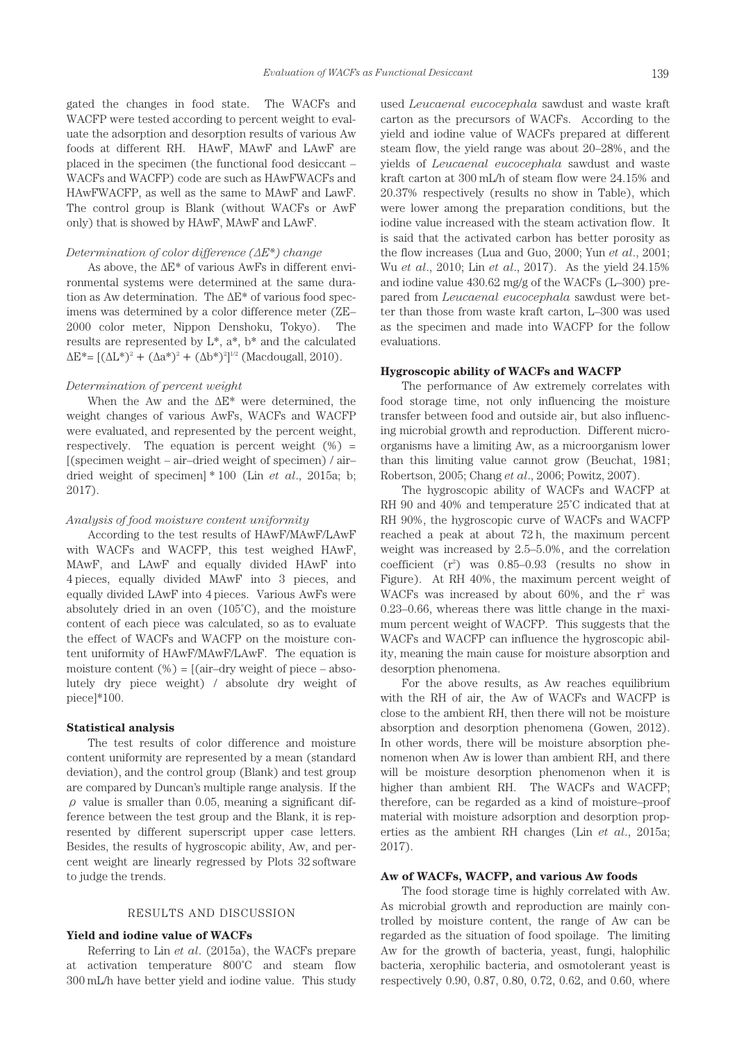gated the changes in food state. The WACFs and WACFP were tested according to percent weight to evaluate the adsorption and desorption results of various Aw foods at different RH. HAwF, MAwF and LAwF are placed in the specimen (the functional food desiccant – WACFs and WACFP) code are such as HAwFWACFs and HAwFWACFP, as well as the same to MAwF and LawF. The control group is Blank (without WACFs or AwF only) that is showed by HAwF, MAwF and LAwF.

*Determination of color difference (ΔE\*) change*

As above, the ΔE\* of various AwFs in different environmental systems were determined at the same duration as Aw determination. The ΔE\* of various food specimens was determined by a color difference meter (ZE–2000 color meter, Nippon Denshoku, Tokyo). The results are represented by L\*, a\*, b\* and the calculated $\Delta E^* = [(\Delta L^*)^2 + (\Delta a^*)^2 + (\Delta b^*)^2]^{1/2}$ (Macdougall, 2010).

*Determination of percent weight*

When the Aw and the ΔE\* were determined, the weight changes of various AwFs, WACFs and WACFP were evaluated, and represented by the percent weight, respectively. The equation is percent weight (%) = [(specimen weight – air–dried weight of specimen) / air–dried weight of specimen] \* 100 (Lin *et al*., 2015a; b; 2017).

*Analysis of food moisture content uniformity*

According to the test results of HAwF/MAwF/LAwF with WACFs and WACFP, this test weighed HAwF, MAwF, and LAwF and equally divided HAwF into 4 pieces, equally divided MAwF into 3 pieces, and equally divided LAwF into 4 pieces. Various AwFs were absolutely dried in an oven (105˚C), and the moisture content of each piece was calculated, so as to evaluate the effect of WACFs and WACFP on the moisture content uniformity of HAwF/MAwF/LAwF. The equation is moisture content (%) = [(air–dry weight of piece – absolutely dry piece weight) / absolute dry weight of piece]\*100.

**Statistical analysis**

The test results of color difference and moisture content uniformity are represented by a mean (standard deviation), and the control group (Blank) and test group are compared by Duncan's multiple range analysis. If the $\rho$ value is smaller than 0.05, meaning a significant difference between the test group and the Blank, it is represented by different superscript upper case letters. Besides, the results of hygroscopic ability, Aw, and percent weight are linearly regressed by Plots 32 software to judge the trends.

## RESULTS AND DISCUSSION

**Yield and iodine value of WACFs**

Referring to Lin *et al*. (2015a), the WACFs prepare at activation temperature 800˚C and steam flow 300 mL/h have better yield and iodine value. This study used *Leucaenal eucocephala* sawdust and waste kraft carton as the precursors of WACFs. According to the yield and iodine value of WACFs prepared at different steam flow, the yield range was about 20–28%, and the yields of *Leucaenal eucocephala* sawdust and waste kraft carton at 300 mL/h of steam flow were 24.15% and 20.37% respectively (results no show in Table), which were lower among the preparation conditions, but the iodine value increased with the steam activation flow. It is said that the activated carbon has better porosity as the flow increases (Lua and Guo, 2000; Yun *et al*., 2001; Wu *et al*., 2010; Lin *et al*., 2017). As the yield 24.15% and iodine value 430.62 mg/g of the WACFs (L–300) prepared from *Leucaenal eucocephala* sawdust were better than those from waste kraft carton, L–300 was used as the specimen and made into WACFP for the follow evaluations.

**Hygroscopic ability of WACFs and WACFP**

The performance of Aw extremely correlates with food storage time, not only influencing the moisture transfer between food and outside air, but also influencing microbial growth and reproduction. Different microorganisms have a limiting Aw, as a microorganism lower than this limiting value cannot grow (Beuchat, 1981; Robertson, 2005; Chang *et al*., 2006; Powitz, 2007).

The hygroscopic ability of WACFs and WACFP at RH 90 and 40% and temperature 25˚C indicated that at RH 90%, the hygroscopic curve of WACFs and WACFP reached a peak at about 72 h, the maximum percent weight was increased by 2.5–5.0%, and the correlation coefficient ($r^2$) was 0.85–0.93 (results no show in Figure). At RH 40%, the maximum percent weight of WACFs was increased by about 60%, and the $r^2$ was 0.23–0.66, whereas there was little change in the maximum percent weight of WACFP. This suggests that the WACFs and WACFP can influence the hygroscopic ability, meaning the main cause for moisture absorption and desorption phenomena.

For the above results, as Aw reaches equilibrium with the RH of air, the Aw of WACFs and WACFP is close to the ambient RH, then there will not be moisture absorption and desorption phenomena (Gowen, 2012). In other words, there will be moisture absorption phenomenon when Aw is lower than ambient RH, and there will be moisture desorption phenomenon when it is higher than ambient RH. The WACFs and WACFP; therefore, can be regarded as a kind of moisture–proof material with moisture adsorption and desorption properties as the ambient RH changes (Lin *et al*., 2015a; 2017).

**Aw of WACFs, WACFP, and various Aw foods**

The food storage time is highly correlated with Aw. As microbial growth and reproduction are mainly controlled by moisture content, the range of Aw can be regarded as the situation of food spoilage. The limiting Aw for the growth of bacteria, yeast, fungi, halophilic bacteria, xerophilic bacteria, and osmotolerant yeast is respectively 0.90, 0.87, 0.80, 0.72, 0.62, and 0.60, where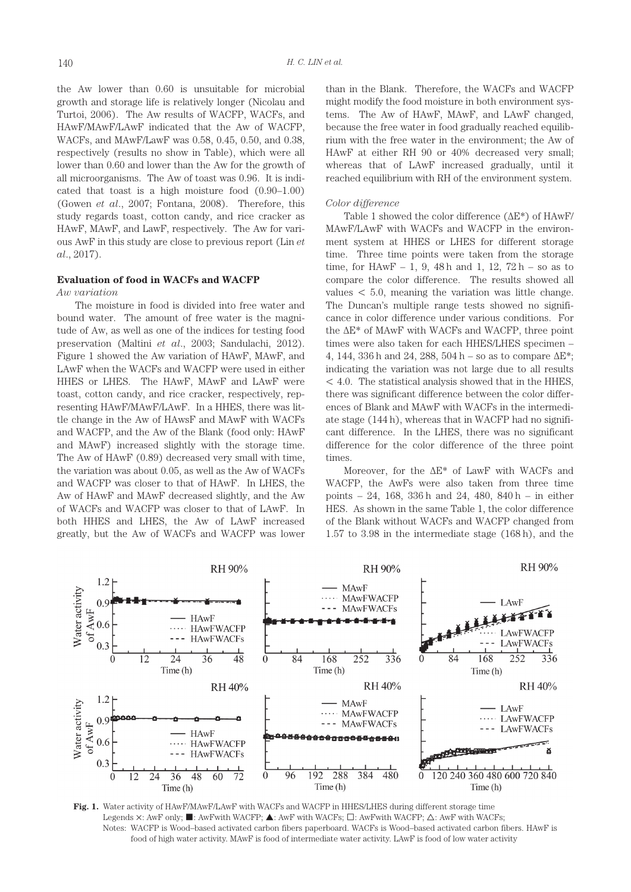the Aw lower than 0.60 is unsuitable for microbial growth and storage life is relatively longer (Nicolau and Turtoi, 2006). The Aw results of WACFP, WACFs, and HAwF/MAwF/LAwF indicated that the Aw of WACFP, WACFs, and MAwF/LawF was 0.58, 0.45, 0.50, and 0.38, respectively (results no show in Table), which were all lower than 0.60 and lower than the Aw for the growth of all microorganisms. The Aw of toast was 0.96. It is indicated that toast is a high moisture food (0.90–1.00) (Gowen *et al*., 2007; Fontana, 2008). Therefore, this study regards toast, cotton candy, and rice cracker as HAwF, MAwF, and LawF, respectively. The Aw for various AwF in this study are close to previous report (Lin *et al*., 2017).

### Evaluation of food in WACFs and WACFP

*Aw variation*

The moisture in food is divided into free water and bound water. The amount of free water is the magnitude of Aw, as well as one of the indices for testing food preservation (Maltini *et al*., 2003; Sandulachi, 2012). Figure 1 showed the Aw variation of HAwF, MAwF, and LAwF when the WACFs and WACFP were used in either HHES or LHES. The HAwF, MAwF and LAwF were toast, cotton candy, and rice cracker, respectively, representing HAwF/MAwF/LAwF. In a HHES, there was little change in the Aw of HAwsF and MAwF with WACFs and WACFP, and the Aw of the Blank (food only: HAwF and MAwF) increased slightly with the storage time. The Aw of HAwF (0.89) decreased very small with time, the variation was about 0.05, as well as the Aw of WACFs and WACFP was closer to that of HAwF. In LHES, the Aw of HAwF and MAwF decreased slightly, and the Aw of WACFs and WACFP was closer to that of LAwF. In both HHES and LHES, the Aw of LAwF increased greatly, but the Aw of WACFs and WACFP was lower than in the Blank. Therefore, the WACFs and WACFP might modify the food moisture in both environment systems. The Aw of HAwF, MAwF, and LAwF changed, because the free water in food gradually reached equilibrium with the free water in the environment; the Aw of HAwF at either RH 90 or 40% decreased very small; whereas that of LAwF increased gradually, until it reached equilibrium with RH of the environment system.

*Color difference*

Table 1 showed the color difference (ΔE*) of HAwF/MAwF/LAwF with WACFs and WACFP in the environment system at HHES or LHES for different storage time. Three time points were taken from the storage time, for HAwF – 1, 9, 48 h and 1, 12, 72 h – so as to compare the color difference. The results showed all values < 5.0, meaning the variation was little change. The Duncan's multiple range tests showed no significance in color difference under various conditions. For the ΔE* of MAwF with WACFs and WACFP, three point times were also taken for each HHES/LHES specimen – 4, 144, 336 h and 24, 288, 504 h – so as to compare ΔE*; indicating the variation was not large due to all results < 4.0. The statistical analysis showed that in the HHES, there was significant difference between the color differences of Blank and MAwF with WACFs in the intermediate stage (144 h), whereas that in WACFP had no significant difference. In the LHES, there was no significant difference for the color difference of the three point times.

Moreover, for the ΔE* of LawF with WACFs and WACFP, the AwFs were also taken from three time points – 24, 168, 336 h and 24, 480, 840 h – in either HES. As shown in the same Table 1, the color difference of the Blank without WACFs and WACFP changed from 1.57 to 3.98 in the intermediate stage (168 h), and the

**Fig. 1.** Water activity of HAwF/MAwF/LAwF with WACFs and WACFP in HHES/LHES during different storage time
Legends ×: AwF only; ■: AwFwith WACFP; ▲: AwF with WACFs; □: AwFwith WACFP; △: AwF with WACFs;
Notes: WACFP is Wood–based activated carbon fibers paperboard. WACFs is Wood–based activated carbon fibers. HAwF is food of high water activity. MAwF is food of intermediate water activity. LAwF is food of low water activity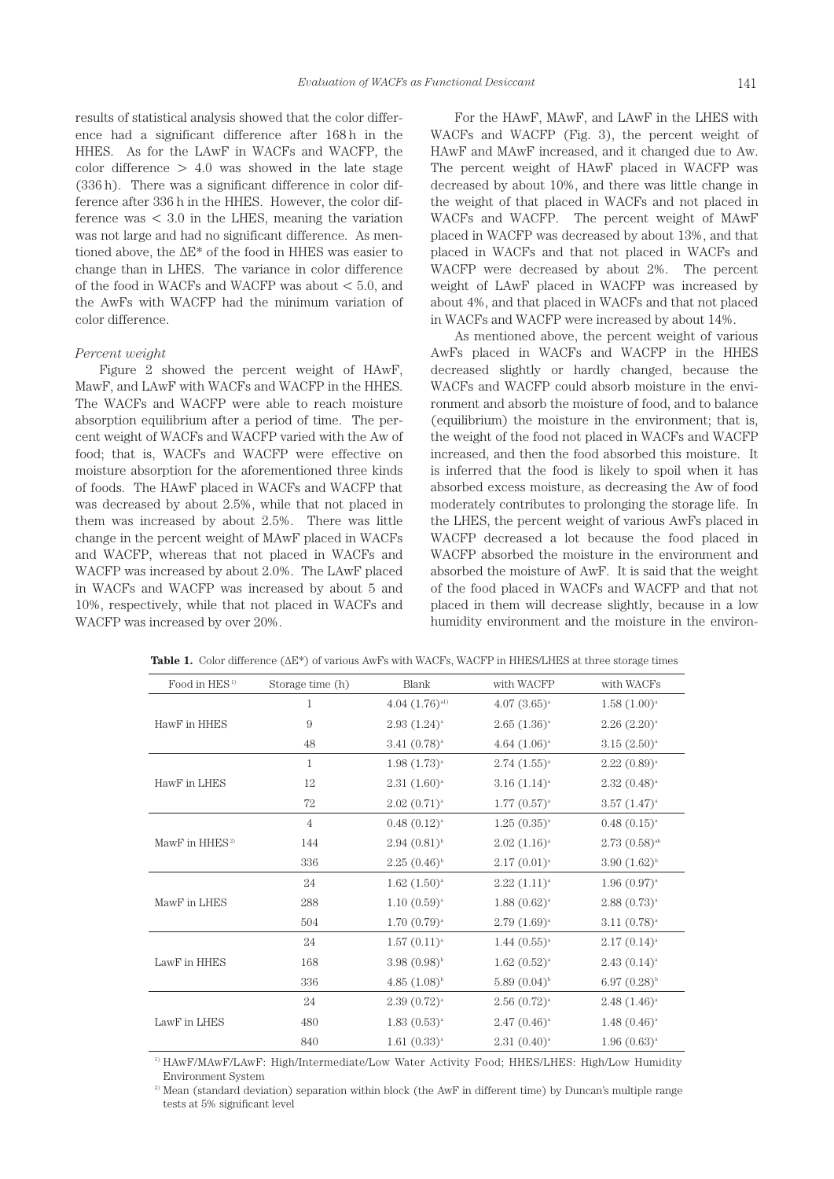results of statistical analysis showed that the color difference had a significant difference after 168 h in the HHES. As for the LAwF in WACFs and WACFP, the color difference > 4.0 was showed in the late stage (336 h). There was a significant difference in color difference after 336 h in the HHES. However, the color difference was < 3.0 in the LHES, meaning the variation was not large and had no significant difference. As mentioned above, the ΔE* of the food in HHES was easier to change than in LHES. The variance in color difference of the food in WACFs and WACFP was about < 5.0, and the AwFs with WACFP had the minimum variation of color difference.

*Percent weight*

Figure 2 showed the percent weight of HAwF, MawF, and LAwF with WACFs and WACFP in the HHES. The WACFs and WACFP were able to reach moisture absorption equilibrium after a period of time. The percent weight of WACFs and WACFP varied with the Aw of food; that is, WACFs and WACFP were effective on moisture absorption for the aforementioned three kinds of foods. The HAwF placed in WACFs and WACFP that was decreased by about 2.5%, while that not placed in them was increased by about 2.5%. There was little change in the percent weight of MAwF placed in WACFs and WACFP, whereas that not placed in WACFs and WACFP was increased by about 2.0%. The LAwF placed in WACFs and WACFP was increased by about 5 and 10%, respectively, while that not placed in WACFs and WACFP was increased by over 20%.

For the HAwF, MAwF, and LAwF in the LHES with WACFs and WACFP (Fig. 3), the percent weight of HAwF and MAwF increased, and it changed due to Aw. The percent weight of HAwF placed in WACFP was decreased by about 10%, and there was little change in the weight of that placed in WACFs and not placed in WACFs and WACFP. The percent weight of MAwF placed in WACFP was decreased by about 13%, and that placed in WACFs and that not placed in WACFs and WACFP were decreased by about 2%. The percent weight of LAwF placed in WACFP was increased by about 4%, and that placed in WACFs and that not placed in WACFs and WACFP were increased by about 14%.

As mentioned above, the percent weight of various AwFs placed in WACFs and WACFP in the HHES decreased slightly or hardly changed, because the WACFs and WACFP could absorb moisture in the environment and absorb the moisture of food, and to balance (equilibrium) the moisture in the environment; that is, the weight of the food not placed in WACFs and WACFP increased, and then the food absorbed this moisture. It is inferred that the food is likely to spoil when it has absorbed excess moisture, as decreasing the Aw of food moderately contributes to prolonging the storage life. In the LHES, the percent weight of various AwFs placed in WACFP decreased a lot because the food placed in WACFP absorbed the moisture in the environment and absorbed the moisture of AwF. It is said that the weight of the food placed in WACFs and WACFP and that not placed in them will decrease slightly, because in a low humidity environment and the moisture in the environ-

**Table 1.** Color difference (ΔE*) of various AwFs with WACFs, WACFP in HHES/LHES at three storage times

| Food in HES[1] | Storage time (h) | Blank | with WACFP | with WACFs |
|---|---|---|---|---|
| HawF in HHES | 1 | 4.04 (1.76)[a2)] | 4.07 (3.65)[a] | 1.58 (1.00)[a] |
| | 9 | 2.93 (1.24)[a] | 2.65 (1.36)[a] | 2.26 (2.20)[a] |
| | 48 | 3.41 (0.78)[a] | 4.64 (1.06)[a] | 3.15 (2.50)[a] |
| HawF in LHES | 1 | 1.98 (1.73)[a] | 2.74 (1.55)[a] | 2.22 (0.89)[a] |
| | 12 | 2.31 (1.60)[a] | 3.16 (1.14)[a] | 2.32 (0.48)[a] |
| | 72 | 2.02 (0.71)[a] | 1.77 (0.57)[a] | 3.57 (1.47)[a] |
| MawF in HHES[2] | 4 | 0.48 (0.12)[a] | 1.25 (0.35)[a] | 0.48 (0.15)[a] |
| | 144 | 2.94 (0.81)[b] | 2.02 (1.16)[a] | 2.73 (0.58)[ab] |
| | 336 | 2.25 (0.46)[b] | 2.17 (0.01)[a] | 3.90 (1.62)[b] |
| MawF in LHES | 24 | 1.62 (1.50)[a] | 2.22 (1.11)[a] | 1.96 (0.97)[a] |
| | 288 | 1.10 (0.59)[a] | 1.88 (0.62)[a] | 2.88 (0.73)[a] |
| | 504 | 1.70 (0.79)[a] | 2.79 (1.69)[a] | 3.11 (0.78)[a] |
| LawF in HHES | 24 | 1.57 (0.11)[a] | 1.44 (0.55)[a] | 2.17 (0.14)[a] |
| | 168 | 3.98 (0.98)[b] | 1.62 (0.52)[a] | 2.43 (0.14)[a] |
| | 336 | 4.85 (1.08)[b] | 5.89 (0.04)[b] | 6.97 (0.28)[b] |
| LawF in LHES | 24 | 2.39 (0.72)[a] | 2.56 (0.72)[a] | 2.48 (1.46)[a] |
| | 480 | 1.83 (0.53)[a] | 2.47 (0.46)[a] | 1.48 (0.46)[a] |
| | 840 | 1.61 (0.33)[a] | 2.31 (0.40)[a] | 1.96 (0.63)[a] |

[1] HAwF/MAwF/LAwF: High/Intermediate/Low Water Activity Food; HHES/LHES: High/Low Humidity Environment System

[2] Mean (standard deviation) separation within block (the AwF in different time) by Duncan's multiple range tests at 5% significant level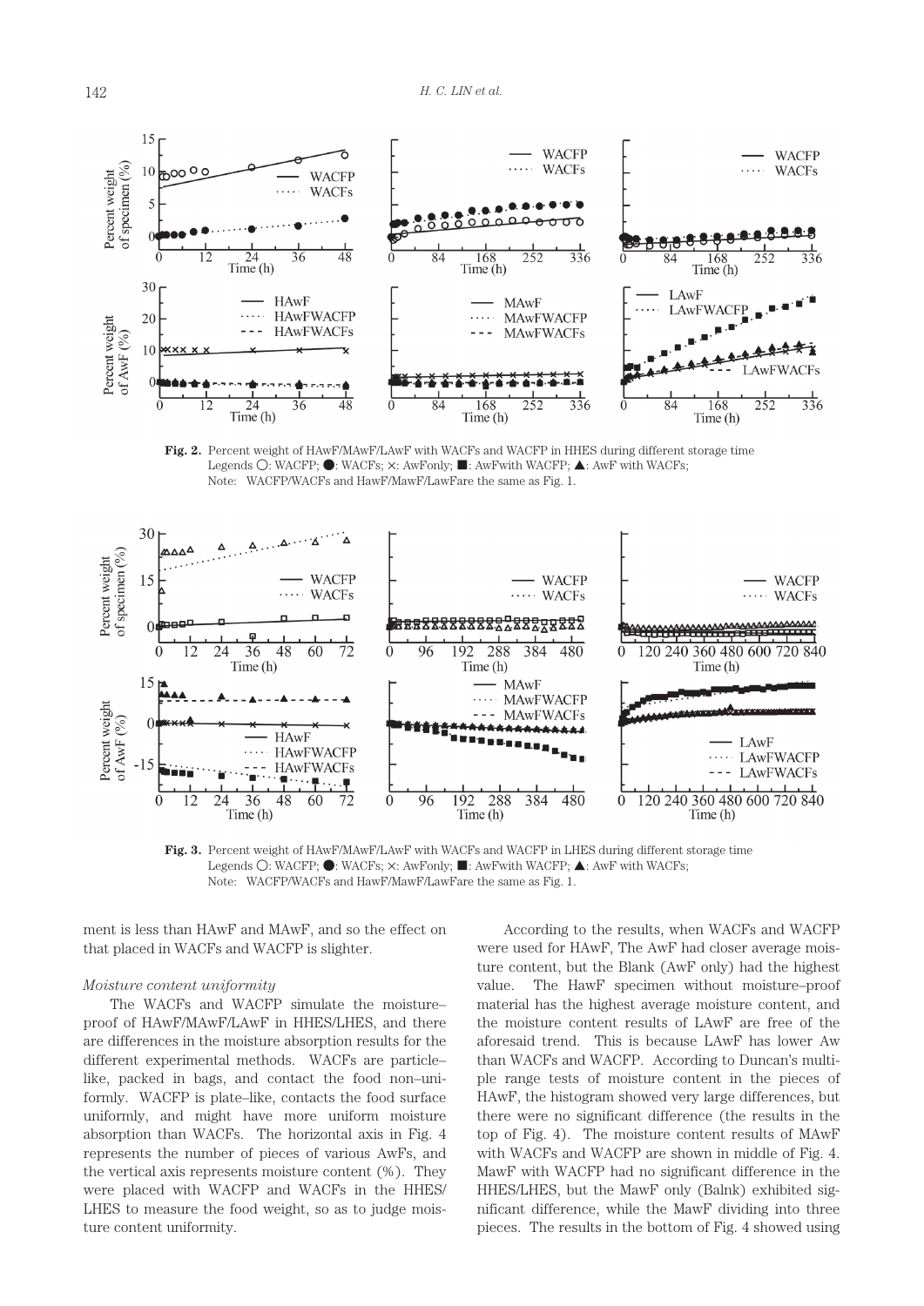Fig. 2. Percent weight of HAwF/MAwF/LAwF with WACFs and WACFP in HHES during different storage time
Legends ○: WACFP; ●: WACFs; ×: AwFonly; ■: AwFwith WACFP; ▲: AwF with WACFs;
Note: WACFP/WACFs and HawF/MawF/LawFare the same as Fig. 1.

Fig. 3. Percent weight of HAwF/MAwF/LAwF with WACFs and WACFP in LHES during different storage time
Legends ○: WACFP; ●: WACFs; ×: AwFonly; ■: AwFwith WACFP; ▲: AwF with WACFs;
Note: WACFP/WACFs and HawF/MawF/LawFare the same as Fig. 1.

ment is less than HAwF and MAwF, and so the effect on that placed in WACFs and WACFP is slighter.

*Moisture content uniformity*

The WACFs and WACFP simulate the moisture–proof of HAwF/MAwF/LAwF in HHES/LHES, and there are differences in the moisture absorption results for the different experimental methods. WACFs are particle–like, packed in bags, and contact the food non–uniformly. WACFP is plate–like, contacts the food surface uniformly, and might have more uniform moisture absorption than WACFs. The horizontal axis in Fig. 4 represents the number of pieces of various AwFs, and the vertical axis represents moisture content (%). They were placed with WACFP and WACFs in the HHES/LHES to measure the food weight, so as to judge moisture content uniformity.

According to the results, when WACFs and WACFP were used for HAwF, The AwF had closer average moisture content, but the Blank (AwF only) had the highest value. The HawF specimen without moisture–proof material has the highest average moisture content, and the moisture content results of LAwF are free of the aforesaid trend. This is because LAwF has lower Aw than WACFs and WACFP. According to Duncan's multiple range tests of moisture content in the pieces of HAwF, the histogram showed very large differences, but there were no significant difference (the results in the top of Fig. 4). The moisture content results of MAwF with WACFs and WACFP are shown in middle of Fig. 4. MawF with WACFP had no significant difference in the HHES/LHES, but the MawF only (Balnk) exhibited significant difference, while the MawF dividing into three pieces. The results in the bottom of Fig. 4 showed using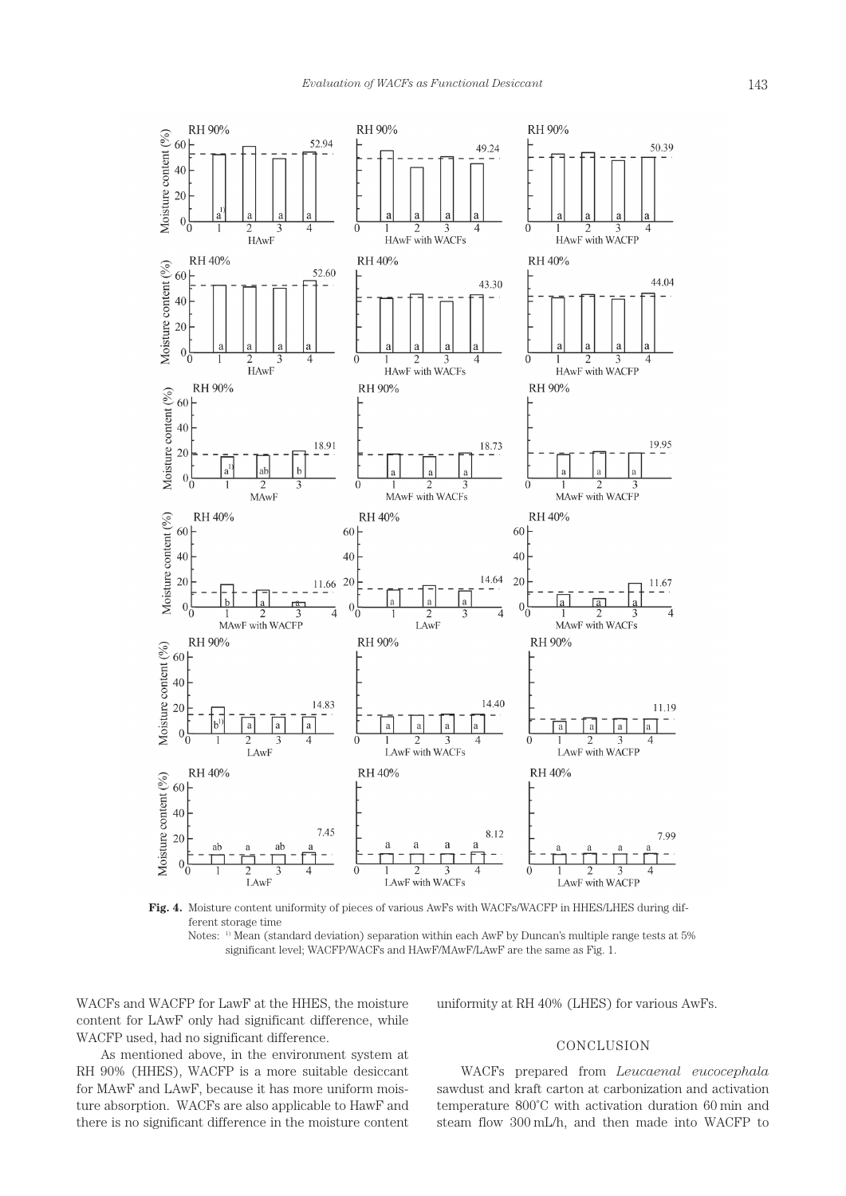**Fig. 4.** Moisture content uniformity of pieces of various AwFs with WACFs/WACFP in HHES/LHES during different storage time

Notes: [1)] Mean (standard deviation) separation within each AwF by Duncan's multiple range tests at 5% significant level; WACFP/WACFs and HAwF/MAwF/LAwF are the same as Fig. 1.

WACFs and WACFP for LawF at the HHES, the moisture content for LAwF only had significant difference, while WACFP used, had no significant difference.

As mentioned above, in the environment system at RH 90% (HHES), WACFP is a more suitable desiccant for MAwF and LAwF, because it has more uniform moisture absorption. WACFs are also applicable to HawF and there is no significant difference in the moisture content uniformity at RH 40% (LHES) for various AwFs.

## CONCLUSION

WACFs prepared from *Leucaenal eucocephala* sawdust and kraft carton at carbonization and activation temperature 800°C with activation duration 60 min and steam flow 300 mL/h, and then made into WACFP to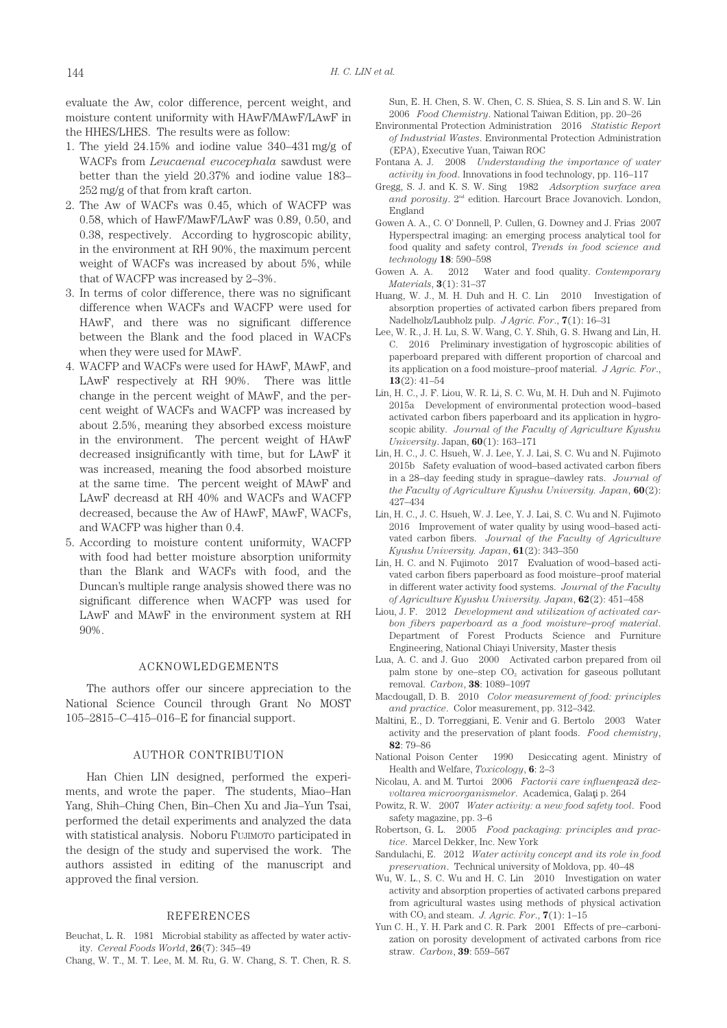evaluate the Aw, color difference, percent weight, and moisture content uniformity with HAwF/MAwF/LAwF in the HHES/LHES. The results were as follow:

1. The yield 24.15% and iodine value 340–431 mg/g of WACFs from *Leucaenal eucocephala* sawdust were better than the yield 20.37% and iodine value 183–252 mg/g of that from kraft carton.
2. The Aw of WACFs was 0.45, which of WACFP was 0.58, which of HawF/MawF/LAwF was 0.89, 0.50, and 0.38, respectively. According to hygroscopic ability, in the environment at RH 90%, the maximum percent weight of WACFs was increased by about 5%, while that of WACFP was increased by 2–3%.
3. In terms of color difference, there was no significant difference when WACFs and WACFP were used for HAwF, and there was no significant difference between the Blank and the food placed in WACFs when they were used for MAwF.
4. WACFP and WACFs were used for HAwF, MAwF, and LAwF respectively at RH 90%. There was little change in the percent weight of MAwF, and the percent weight of WACFs and WACFP was increased by about 2.5%, meaning they absorbed excess moisture in the environment. The percent weight of HAwF decreased insignificantly with time, but for LAwF it was increased, meaning the food absorbed moisture at the same time. The percent weight of MAwF and LAwF decreasd at RH 40% and WACFs and WACFP decreased, because the Aw of HAwF, MAwF, WACFs, and WACFP was higher than 0.4.
5. According to moisture content uniformity, WACFP with food had better moisture absorption uniformity than the Blank and WACFs with food, and the Duncan's multiple range analysis showed there was no significant difference when WACFP was used for LAwF and MAwF in the environment system at RH 90%.

## ACKNOWLEDGEMENTS

The authors offer our sincere appreciation to the National Science Council through Grant No MOST 105–2815–C–415–016–E for financial support.

## AUTHOR CONTRIBUTION

Han Chien LIN designed, performed the experiments, and wrote the paper. The students, Miao–Han Yang, Shih–Ching Chen, Bin–Chen Xu and Jia–Yun Tsai, performed the detail experiments and analyzed the data with statistical analysis. Noboru FUJIMOTO participated in the design of the study and supervised the work. The authors assisted in editing of the manuscript and approved the final version.

## REFERENCES

Beuchat, L. R. 1981 Microbial stability as affected by water activity. *Cereal Foods World*, **26**(7): 345–49

Chang, W. T., M. T. Lee, M. M. Ru, G. W. Chang, S. T. Chen, R. S. Sun, E. H. Chen, S. W. Chen, C. S. Shiea, S. S. Lin and S. W. Lin 2006 *Food Chemistry*. National Taiwan Edition, pp. 20–26

Environmental Protection Administration 2016 *Statistic Report of Industrial Wastes*. Environmental Protection Administration (EPA), Executive Yuan, Taiwan ROC

Fontana A. J. 2008 *Understanding the importance of water activity in food*. Innovations in food technology, pp. 116–117

Gregg, S. J. and K. S. W. Sing 1982 *Adsorption surface area and porosity*. 2nd edition. Harcourt Brace Jovanovich. London, England

Gowen A. A., C. O' Donnell, P. Cullen, G. Downey and J. Frias 2007 Hyperspectral imaging: an emerging process analytical tool for food quality and safety control, *Trends in food science and technology* **18**: 590–598

Gowen A. A. 2012 Water and food quality. *Contemporary Materials*, **3**(1): 31–37

Huang, W. J., M. H. Duh and H. C. Lin 2010 Investigation of absorption properties of activated carbon fibers prepared from Nadelholz/Laubholz pulp. *J Agric. For.*, **7**(1): 16–31

Lee, W. R., J. H. Lu, S. W. Wang, C. Y. Shih, G. S. Hwang and Lin, H. C. 2016 Preliminary investigation of hygroscopic abilities of paperboard prepared with different proportion of charcoal and its application on a food moisture–proof material. *J Agric. For.*, **13**(2): 41–54

Lin, H. C., J. F. Liou, W. R. Li, S. C. Wu, M. H. Duh and N. Fujimoto 2015a Development of environmental protection wood–based activated carbon fibers paperboard and its application in hygroscopic ability. *Journal of the Faculty of Agriculture Kyushu University*. Japan, **60**(1): 163–171

Lin, H. C., J. C. Hsueh, W. J. Lee, Y. J. Lai, S. C. Wu and N. Fujimoto 2015b Safety evaluation of wood–based activated carbon fibers in a 28–day feeding study in sprague–dawley rats. *Journal of the Faculty of Agriculture Kyushu University. Japan*, **60**(2): 427–434

Lin, H. C., J. C. Hsueh, W. J. Lee, Y. J. Lai, S. C. Wu and N. Fujimoto 2016 Improvement of water quality by using wood–based activated carbon fibers. *Journal of the Faculty of Agriculture Kyushu University. Japan*, **61**(2): 343–350

Lin, H. C. and N. Fujimoto 2017 Evaluation of wood–based activated carbon fibers paperboard as food moisture–proof material in different water activity food systems. *Journal of the Faculty of Agriculture Kyushu University. Japan*, **62**(2): 451–458

Liou, J. F. 2012 *Development and utilization of activated carbon fibers paperboard as a food moisture–proof material*. Department of Forest Products Science and Furniture Engineering, National Chiayi University, Master thesis

Lua, A. C. and J. Guo 2000 Activated carbon prepared from oil palm stone by one–step $CO_2$ activation for gaseous pollutant removal. *Carbon*, **38**: 1089–1097

Macdougall, D. B. 2010 *Color measurement of food: principles and practice*. Color measurement, pp. 312–342.

Maltini, E., D. Torreggiani, E. Venir and G. Bertolo 2003 Water activity and the preservation of plant foods. *Food chemistry*, **82**: 79–86

National Poison Center 1990 Desiccating agent. Ministry of Health and Welfare, *Toxicology*, **6**: 2–3

Nicolau, A. and M. Turtoi 2006 *Factorii care influenţează dezvoltarea microorganismelor*. Academica, Galaţi p. 264

Powitz, R. W. 2007 *Water activity: a new food safety tool*. Food safety magazine, pp. 3–6

Robertson, G. L. 2005 *Food packaging: principles and practice*. Marcel Dekker, Inc. New York

Sandulachi, E. 2012 *Water activity concept and its role in food preservation*. Technical university of Moldova, pp. 40–48

Wu, W. L., S. C. Wu and H. C. Lin 2010 Investigation on water activity and absorption properties of activated carbons prepared from agricultural wastes using methods of physical activation with $CO_2$ and steam. *J. Agric. For.*, **7**(1): 1–15

Yun C. H., Y. H. Park and C. R. Park 2001 Effects of pre–carbonization on porosity development of activated carbons from rice straw. *Carbon*, **39**: 559–567